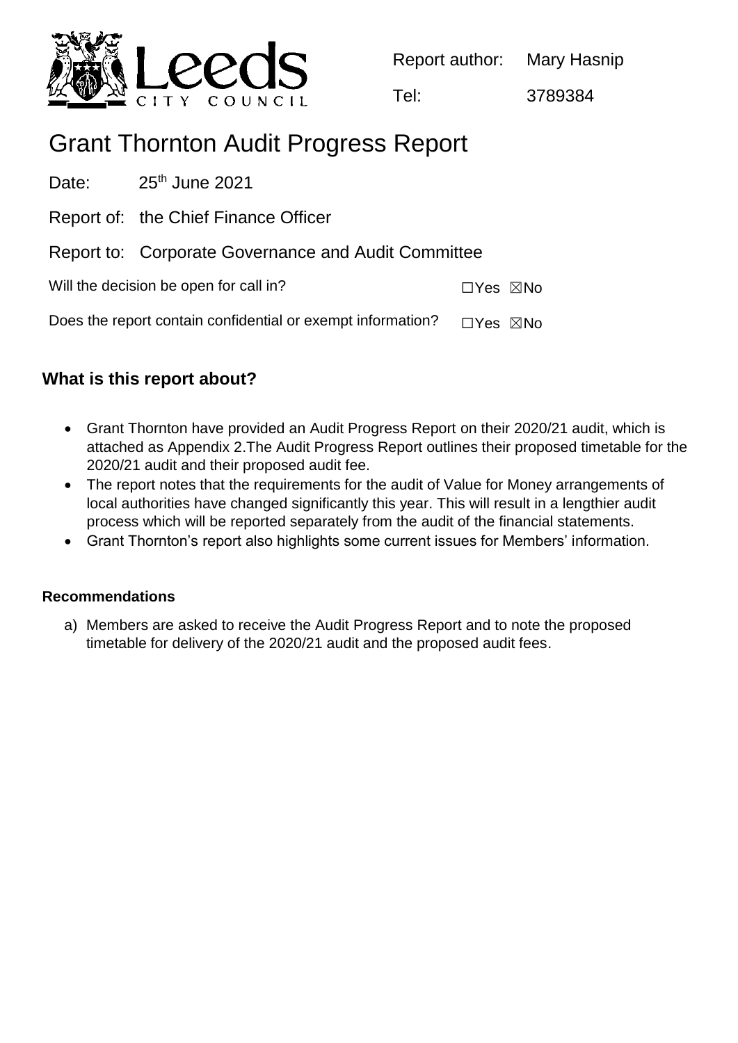Leeds CITY COUNCIL

Report author: Mary Hasnip

Tel: 3789384

# Grant Thornton Audit Progress Report

Date: 25th June 2021

Report of: the Chief Finance Officer

Report to: Corporate Governance and Audit Committee

Will the decision be open for call in? ☐Yes ☒No

Does the report contain confidential or exempt information? ☐Yes ☒No

## What is this report about?

- Grant Thornton have provided an Audit Progress Report on their 2020/21 audit, which is attached as Appendix 2.The Audit Progress Report outlines their proposed timetable for the 2020/21 audit and their proposed audit fee.
- The report notes that the requirements for the audit of Value for Money arrangements of local authorities have changed significantly this year. This will result in a lengthier audit process which will be reported separately from the audit of the financial statements.
- Grant Thornton's report also highlights some current issues for Members' information.

### Recommendations

a) Members are asked to receive the Audit Progress Report and to note the proposed timetable for delivery of the 2020/21 audit and the proposed audit fees.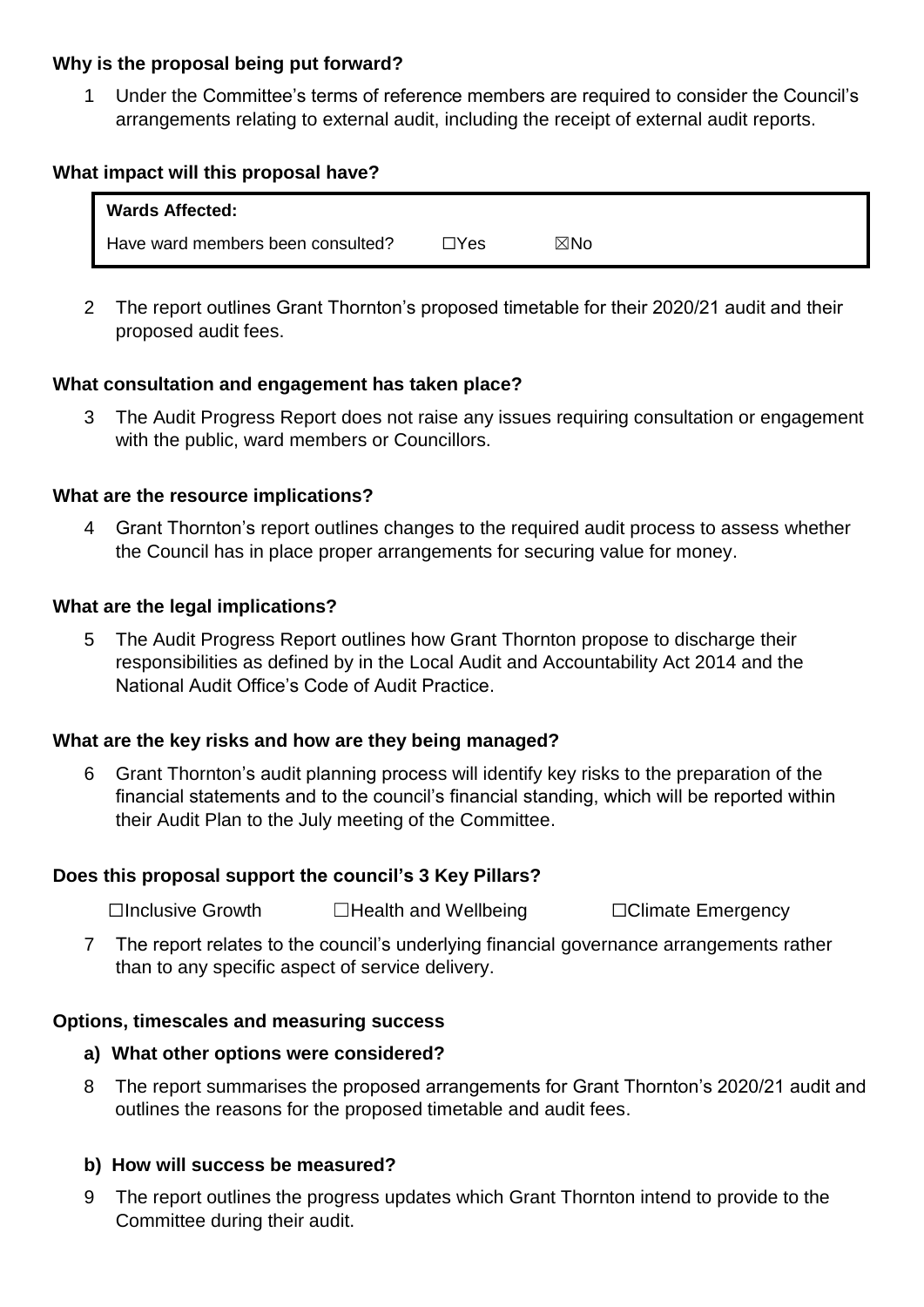**Why is the proposal being put forward?**

1 Under the Committee's terms of reference members are required to consider the Council's arrangements relating to external audit, including the receipt of external audit reports.

**What impact will this proposal have?**

| **Wards Affected:** | | |
|---|---|---|
| Have ward members been consulted? | ☐Yes | ☒No |

2 The report outlines Grant Thornton's proposed timetable for their 2020/21 audit and their proposed audit fees.

**What consultation and engagement has taken place?**

3 The Audit Progress Report does not raise any issues requiring consultation or engagement with the public, ward members or Councillors.

**What are the resource implications?**

4 Grant Thornton's report outlines changes to the required audit process to assess whether the Council has in place proper arrangements for securing value for money.

**What are the legal implications?**

5 The Audit Progress Report outlines how Grant Thornton propose to discharge their responsibilities as defined by in the Local Audit and Accountability Act 2014 and the National Audit Office's Code of Audit Practice.

**What are the key risks and how are they being managed?**

6 Grant Thornton's audit planning process will identify key risks to the preparation of the financial statements and to the council's financial standing, which will be reported within their Audit Plan to the July meeting of the Committee.

**Does this proposal support the council's 3 Key Pillars?**

☐Inclusive Growth ☐Health and Wellbeing ☐Climate Emergency

7 The report relates to the council's underlying financial governance arrangements rather than to any specific aspect of service delivery.

**Options, timescales and measuring success**

**a) What other options were considered?**

8 The report summarises the proposed arrangements for Grant Thornton's 2020/21 audit and outlines the reasons for the proposed timetable and audit fees.

**b) How will success be measured?**

9 The report outlines the progress updates which Grant Thornton intend to provide to the Committee during their audit.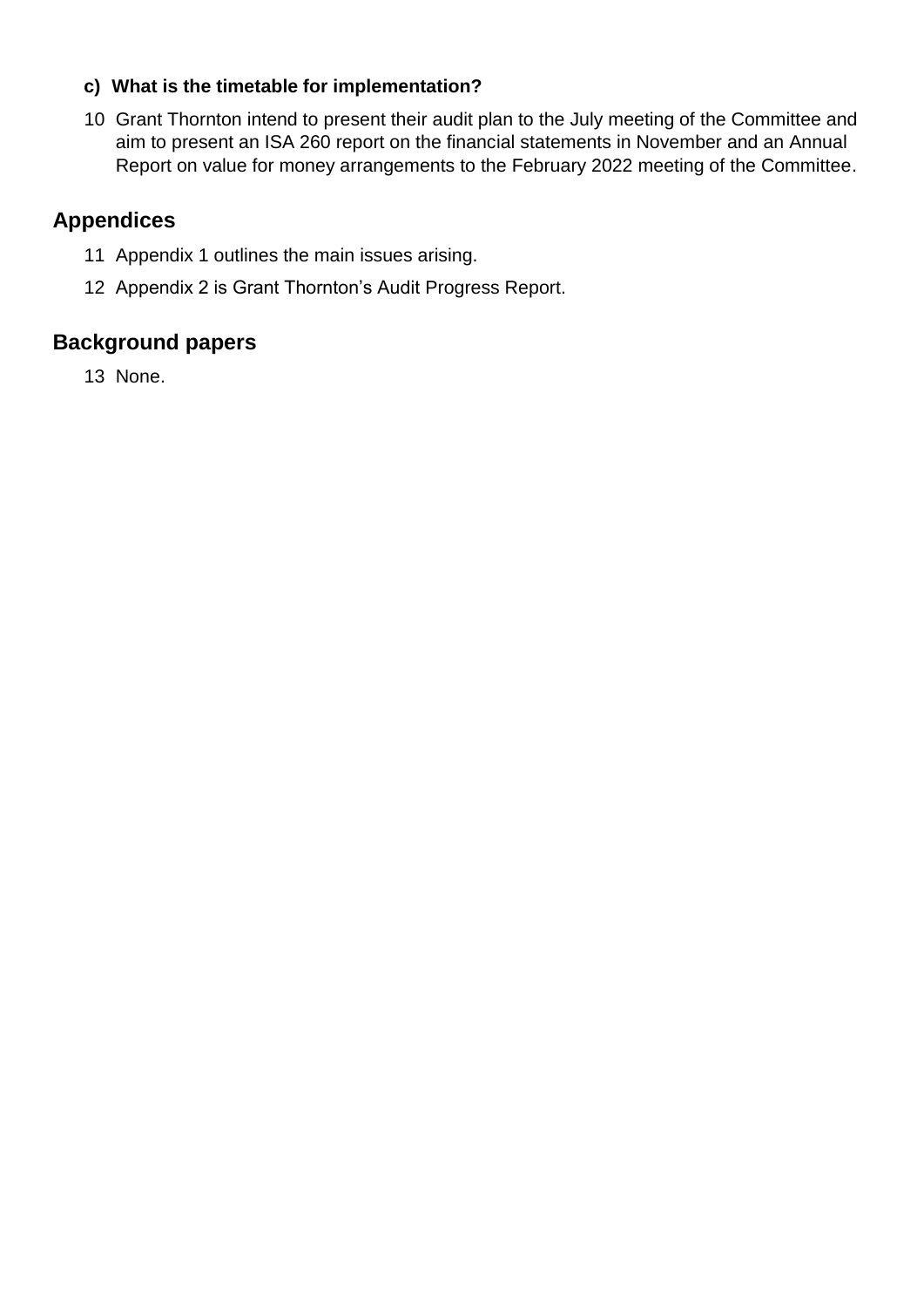#### c) What is the timetable for implementation?

10 Grant Thornton intend to present their audit plan to the July meeting of the Committee and aim to present an ISA 260 report on the financial statements in November and an Annual Report on value for money arrangements to the February 2022 meeting of the Committee.

## Appendices

11 Appendix 1 outlines the main issues arising.

12 Appendix 2 is Grant Thornton's Audit Progress Report.

## Background papers

13 None.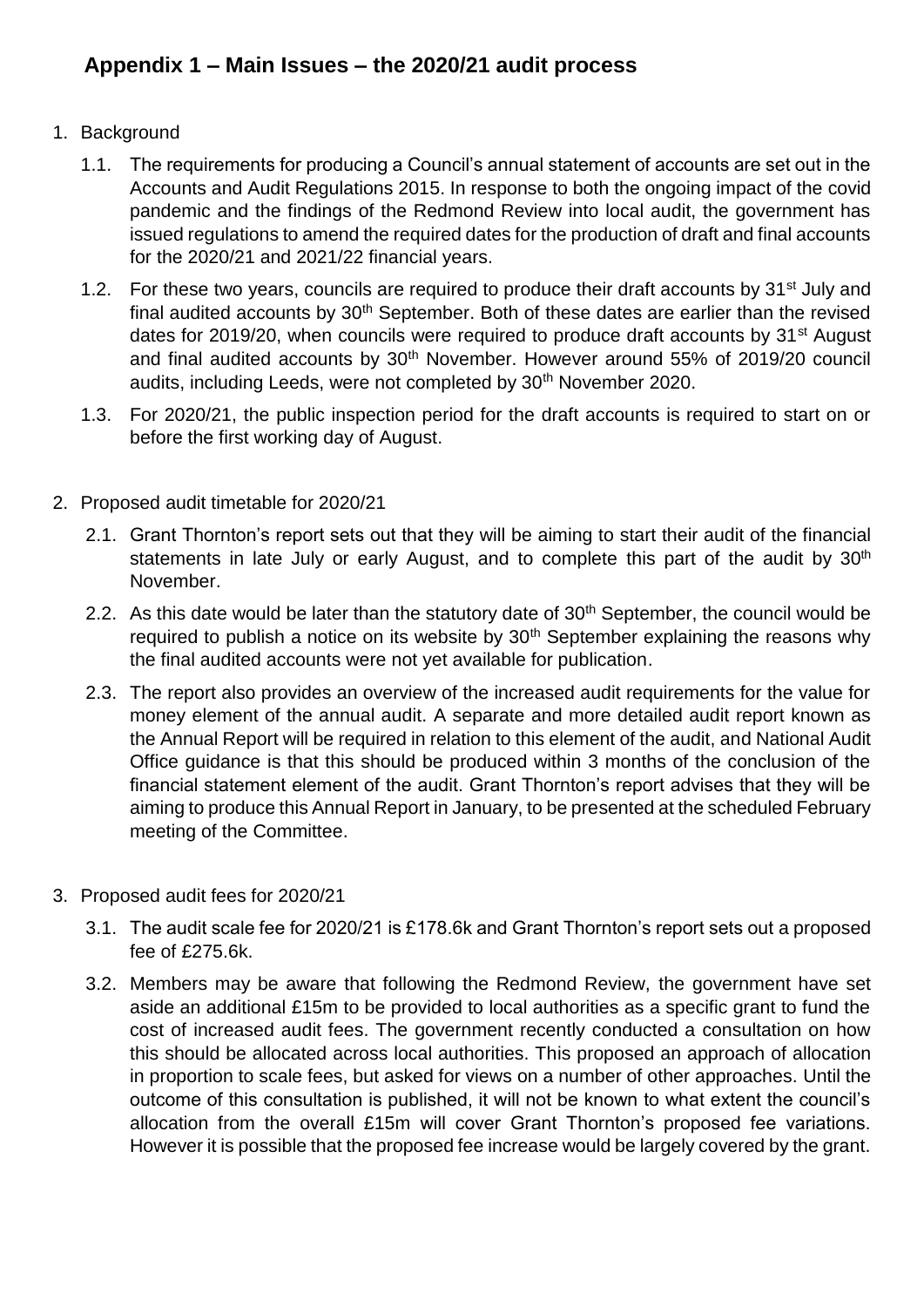## Appendix 1 – Main Issues – the 2020/21 audit process

1. Background

   1.1. The requirements for producing a Council's annual statement of accounts are set out in the Accounts and Audit Regulations 2015. In response to both the ongoing impact of the covid pandemic and the findings of the Redmond Review into local audit, the government has issued regulations to amend the required dates for the production of draft and final accounts for the 2020/21 and 2021/22 financial years.

   1.2. For these two years, councils are required to produce their draft accounts by 31st July and final audited accounts by 30th September. Both of these dates are earlier than the revised dates for 2019/20, when councils were required to produce draft accounts by 31st August and final audited accounts by 30th November. However around 55% of 2019/20 council audits, including Leeds, were not completed by 30th November 2020.

   1.3. For 2020/21, the public inspection period for the draft accounts is required to start on or before the first working day of August.

2. Proposed audit timetable for 2020/21

   2.1. Grant Thornton's report sets out that they will be aiming to start their audit of the financial statements in late July or early August, and to complete this part of the audit by 30th November.

   2.2. As this date would be later than the statutory date of 30th September, the council would be required to publish a notice on its website by 30th September explaining the reasons why the final audited accounts were not yet available for publication.

   2.3. The report also provides an overview of the increased audit requirements for the value for money element of the annual audit. A separate and more detailed audit report known as the Annual Report will be required in relation to this element of the audit, and National Audit Office guidance is that this should be produced within 3 months of the conclusion of the financial statement element of the audit. Grant Thornton's report advises that they will be aiming to produce this Annual Report in January, to be presented at the scheduled February meeting of the Committee.

3. Proposed audit fees for 2020/21

   3.1. The audit scale fee for 2020/21 is £178.6k and Grant Thornton's report sets out a proposed fee of £275.6k.

   3.2. Members may be aware that following the Redmond Review, the government have set aside an additional £15m to be provided to local authorities as a specific grant to fund the cost of increased audit fees. The government recently conducted a consultation on how this should be allocated across local authorities. This proposed an approach of allocation in proportion to scale fees, but asked for views on a number of other approaches. Until the outcome of this consultation is published, it will not be known to what extent the council's allocation from the overall £15m will cover Grant Thornton's proposed fee variations. However it is possible that the proposed fee increase would be largely covered by the grant.